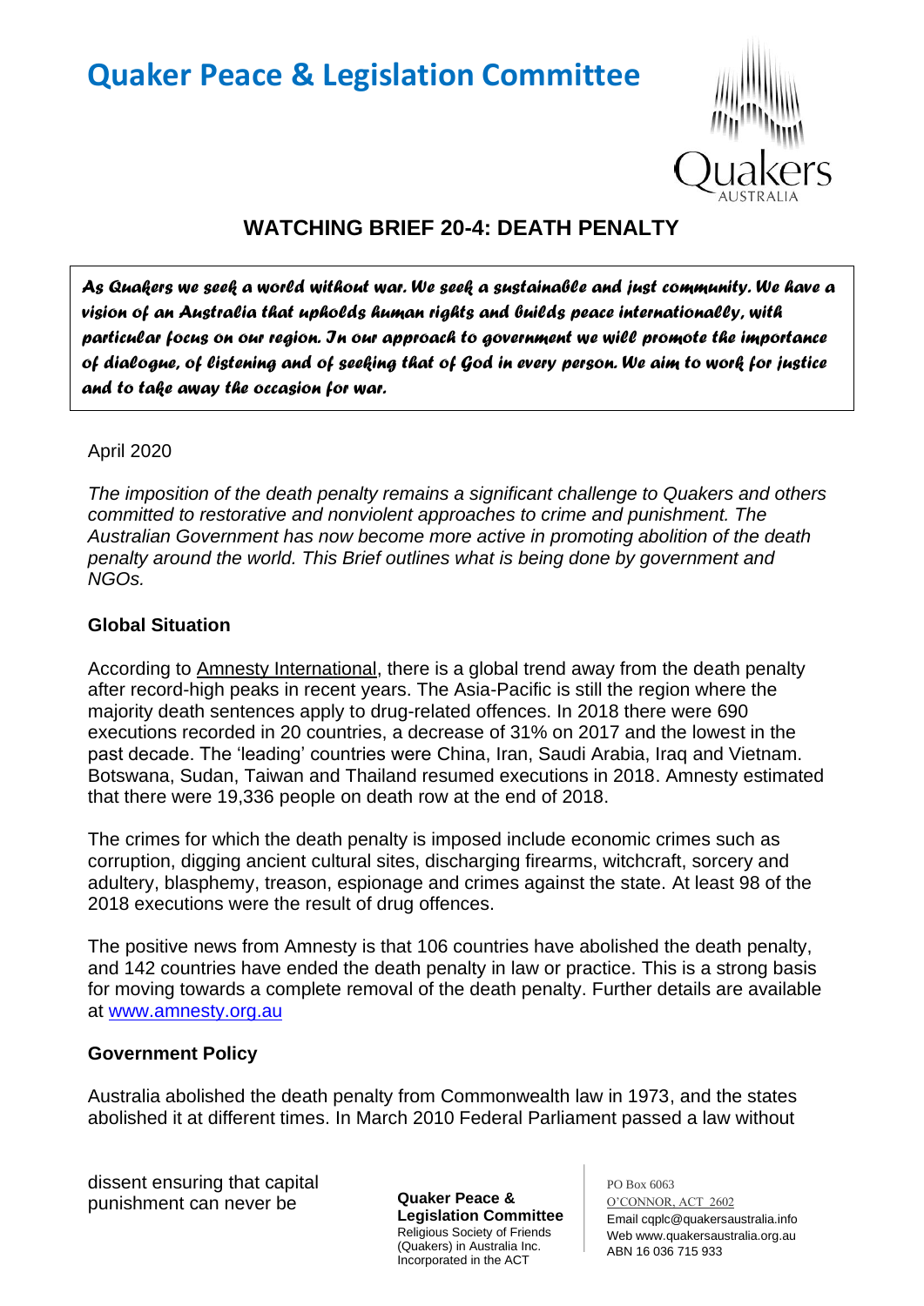# Quaker Peace & Legislation Committee

## WATCHING BRIEF 20-4: DEATH PENALTY

*As Quakers we seek a world without war. We seek a sustainable and just community. We have a vision of an Australia that upholds human rights and builds peace internationally, with particular focus on our region. In our approach to government we will promote the importance of dialogue, of listening and of seeking that of God in every person. We aim to work for justice and to take away the occasion for war.*

April 2020

*The imposition of the death penalty remains a significant challenge to Quakers and others committed to restorative and nonviolent approaches to crime and punishment. The Australian Government has now become more active in promoting abolition of the death penalty around the world. This Brief outlines what is being done by government and NGOs.*

### Global Situation

According to Amnesty International, there is a global trend away from the death penalty after record-high peaks in recent years. The Asia-Pacific is still the region where the majority death sentences apply to drug-related offences. In 2018 there were 690 executions recorded in 20 countries, a decrease of 31% on 2017 and the lowest in the past decade. The 'leading' countries were China, Iran, Saudi Arabia, Iraq and Vietnam. Botswana, Sudan, Taiwan and Thailand resumed executions in 2018. Amnesty estimated that there were 19,336 people on death row at the end of 2018.

The crimes for which the death penalty is imposed include economic crimes such as corruption, digging ancient cultural sites, discharging firearms, witchcraft, sorcery and adultery, blasphemy, treason, espionage and crimes against the state. At least 98 of the 2018 executions were the result of drug offences.

The positive news from Amnesty is that 106 countries have abolished the death penalty, and 142 countries have ended the death penalty in law or practice. This is a strong basis for moving towards a complete removal of the death penalty. Further details are available at www.amnesty.org.au

### Government Policy

Australia abolished the death penalty from Commonwealth law in 1973, and the states abolished it at different times. In March 2010 Federal Parliament passed a law without dissent ensuring that capital punishment can never be

**Quaker Peace & Legislation Committee**
Religious Society of Friends (Quakers) in Australia Inc.
Incorporated in the ACT

PO Box 6063
O'CONNOR, ACT 2602
Email cqplc@quakersaustralia.info
Web www.quakersaustralia.org.au
ABN 16 036 715 933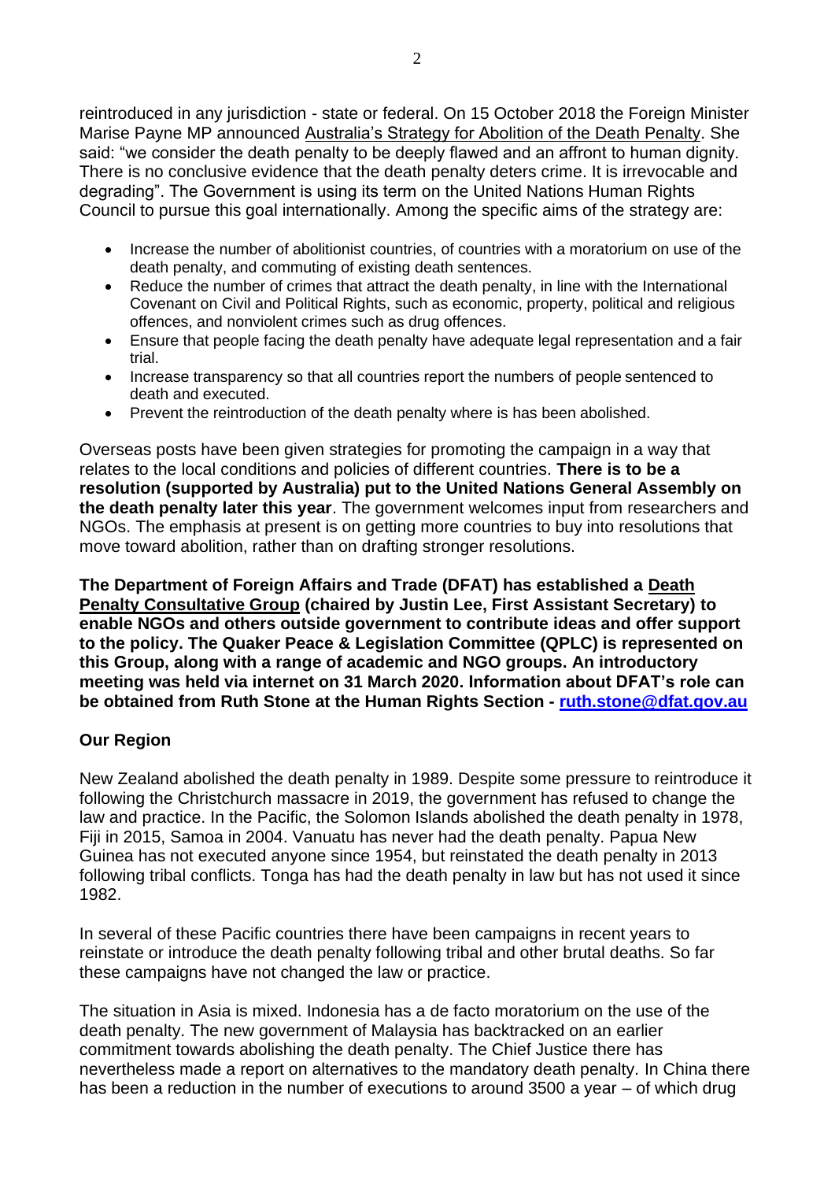reintroduced in any jurisdiction - state or federal. On 15 October 2018 the Foreign Minister Marise Payne MP announced Australia's Strategy for Abolition of the Death Penalty. She said: "we consider the death penalty to be deeply flawed and an affront to human dignity. There is no conclusive evidence that the death penalty deters crime. It is irrevocable and degrading". The Government is using its term on the United Nations Human Rights Council to pursue this goal internationally. Among the specific aims of the strategy are:

- Increase the number of abolitionist countries, of countries with a moratorium on use of the death penalty, and commuting of existing death sentences.
- Reduce the number of crimes that attract the death penalty, in line with the International Covenant on Civil and Political Rights, such as economic, property, political and religious offences, and nonviolent crimes such as drug offences.
- Ensure that people facing the death penalty have adequate legal representation and a fair trial.
- Increase transparency so that all countries report the numbers of people sentenced to death and executed.
- Prevent the reintroduction of the death penalty where is has been abolished.

Overseas posts have been given strategies for promoting the campaign in a way that relates to the local conditions and policies of different countries. **There is to be a resolution (supported by Australia) put to the United Nations General Assembly on the death penalty later this year**. The government welcomes input from researchers and NGOs. The emphasis at present is on getting more countries to buy into resolutions that move toward abolition, rather than on drafting stronger resolutions.

**The Department of Foreign Affairs and Trade (DFAT) has established a Death Penalty Consultative Group (chaired by Justin Lee, First Assistant Secretary) to enable NGOs and others outside government to contribute ideas and offer support to the policy. The Quaker Peace & Legislation Committee (QPLC) is represented on this Group, along with a range of academic and NGO groups. An introductory meeting was held via internet on 31 March 2020. Information about DFAT's role can be obtained from Ruth Stone at the Human Rights Section - ruth.stone@dfat.gov.au**

## Our Region

New Zealand abolished the death penalty in 1989. Despite some pressure to reintroduce it following the Christchurch massacre in 2019, the government has refused to change the law and practice. In the Pacific, the Solomon Islands abolished the death penalty in 1978, Fiji in 2015, Samoa in 2004. Vanuatu has never had the death penalty. Papua New Guinea has not executed anyone since 1954, but reinstated the death penalty in 2013 following tribal conflicts. Tonga has had the death penalty in law but has not used it since 1982.

In several of these Pacific countries there have been campaigns in recent years to reinstate or introduce the death penalty following tribal and other brutal deaths. So far these campaigns have not changed the law or practice.

The situation in Asia is mixed. Indonesia has a de facto moratorium on the use of the death penalty. The new government of Malaysia has backtracked on an earlier commitment towards abolishing the death penalty. The Chief Justice there has nevertheless made a report on alternatives to the mandatory death penalty. In China there has been a reduction in the number of executions to around 3500 a year – of which drug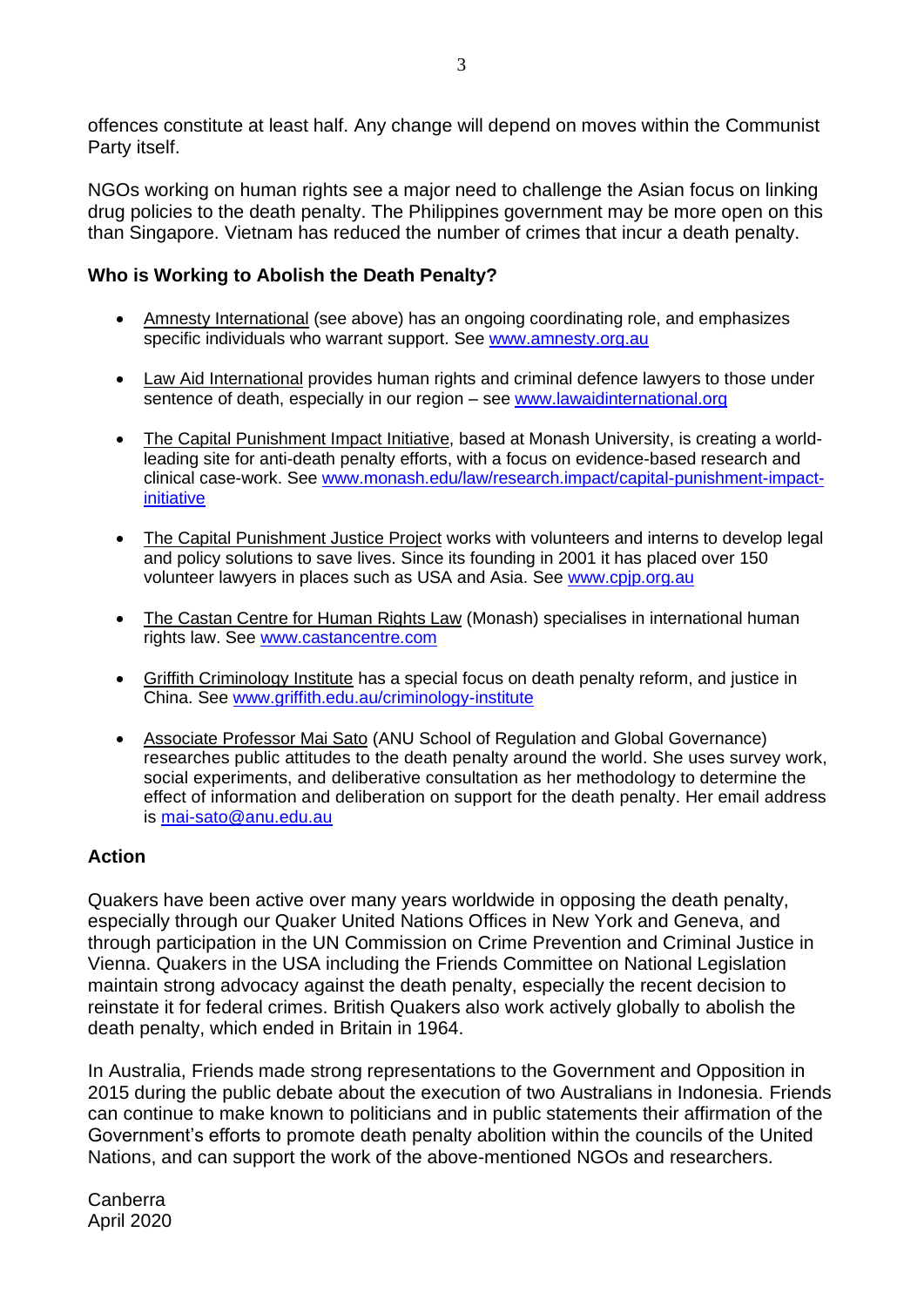offences constitute at least half. Any change will depend on moves within the Communist Party itself.

NGOs working on human rights see a major need to challenge the Asian focus on linking drug policies to the death penalty. The Philippines government may be more open on this than Singapore. Vietnam has reduced the number of crimes that incur a death penalty.

**Who is Working to Abolish the Death Penalty?**

- Amnesty International (see above) has an ongoing coordinating role, and emphasizes specific individuals who warrant support. See www.amnesty.org.au
- Law Aid International provides human rights and criminal defence lawyers to those under sentence of death, especially in our region – see www.lawaidinternational.org
- The Capital Punishment Impact Initiative, based at Monash University, is creating a world-leading site for anti-death penalty efforts, with a focus on evidence-based research and clinical case-work. See www.monash.edu/law/research.impact/capital-punishment-impact-initiative
- The Capital Punishment Justice Project works with volunteers and interns to develop legal and policy solutions to save lives. Since its founding in 2001 it has placed over 150 volunteer lawyers in places such as USA and Asia. See www.cpjp.org.au
- The Castan Centre for Human Rights Law (Monash) specialises in international human rights law. See www.castancentre.com
- Griffith Criminology Institute has a special focus on death penalty reform, and justice in China. See www.griffith.edu.au/criminology-institute
- Associate Professor Mai Sato (ANU School of Regulation and Global Governance) researches public attitudes to the death penalty around the world. She uses survey work, social experiments, and deliberative consultation as her methodology to determine the effect of information and deliberation on support for the death penalty. Her email address is mai-sato@anu.edu.au

**Action**

Quakers have been active over many years worldwide in opposing the death penalty, especially through our Quaker United Nations Offices in New York and Geneva, and through participation in the UN Commission on Crime Prevention and Criminal Justice in Vienna. Quakers in the USA including the Friends Committee on National Legislation maintain strong advocacy against the death penalty, especially the recent decision to reinstate it for federal crimes. British Quakers also work actively globally to abolish the death penalty, which ended in Britain in 1964.

In Australia, Friends made strong representations to the Government and Opposition in 2015 during the public debate about the execution of two Australians in Indonesia. Friends can continue to make known to politicians and in public statements their affirmation of the Government's efforts to promote death penalty abolition within the councils of the United Nations, and can support the work of the above-mentioned NGOs and researchers.

Canberra
April 2020